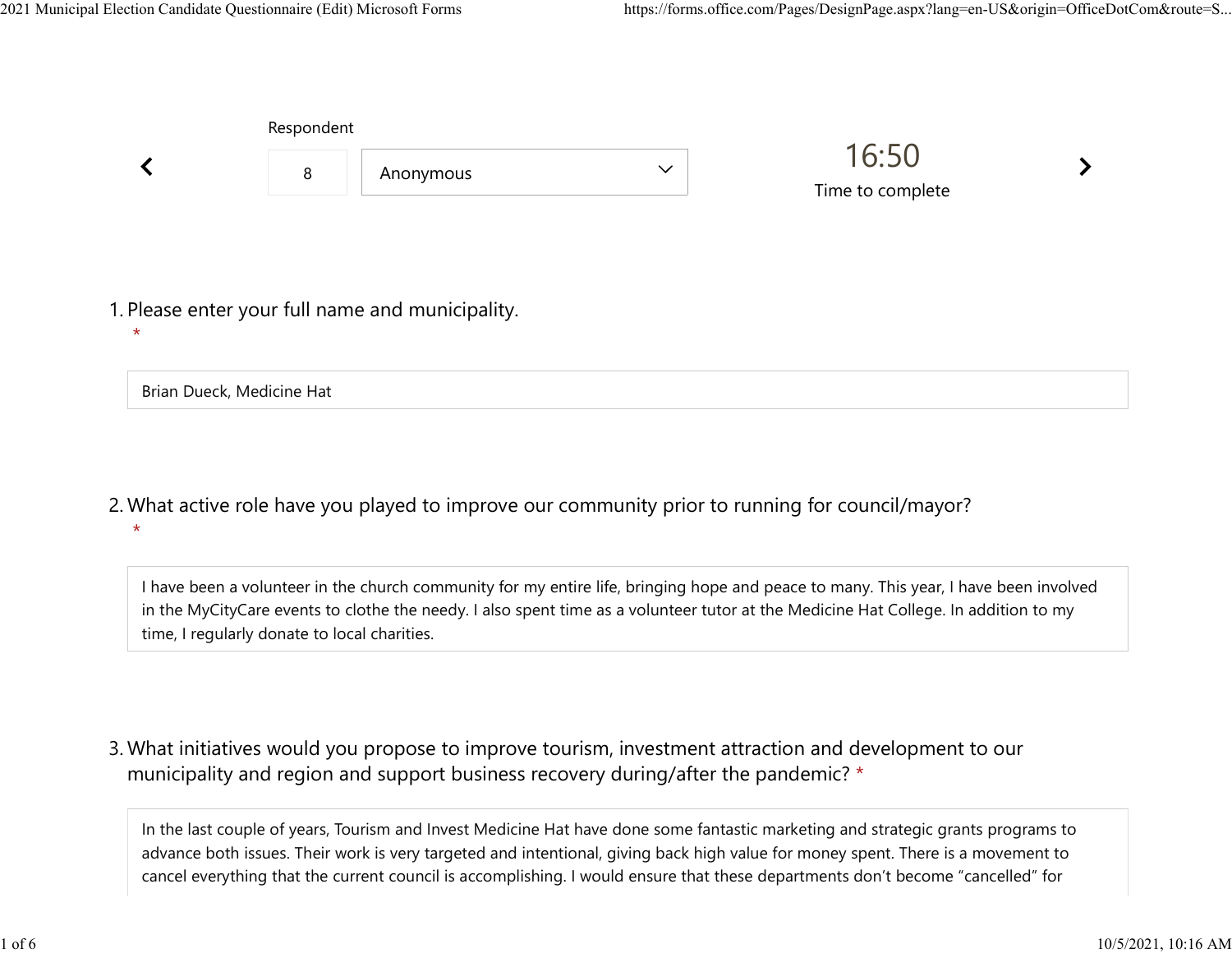Respondent

8 | Anonymous

16:50

Time to complete

1. Please enter your full name and municipality. *

Brian Dueck, Medicine Hat

2. What active role have you played to improve our community prior to running for council/mayor? *

I have been a volunteer in the church community for my entire life, bringing hope and peace to many. This year, I have been involved in the MyCityCare events to clothe the needy. I also spent time as a volunteer tutor at the Medicine Hat College. In addition to my time, I regularly donate to local charities.

3. What initiatives would you propose to improve tourism, investment attraction and development to our municipality and region and support business recovery during/after the pandemic? *

In the last couple of years, Tourism and Invest Medicine Hat have done some fantastic marketing and strategic grants programs to advance both issues. Their work is very targeted and intentional, giving back high value for money spent. There is a movement to cancel everything that the current council is accomplishing. I would ensure that these departments don't become "cancelled" for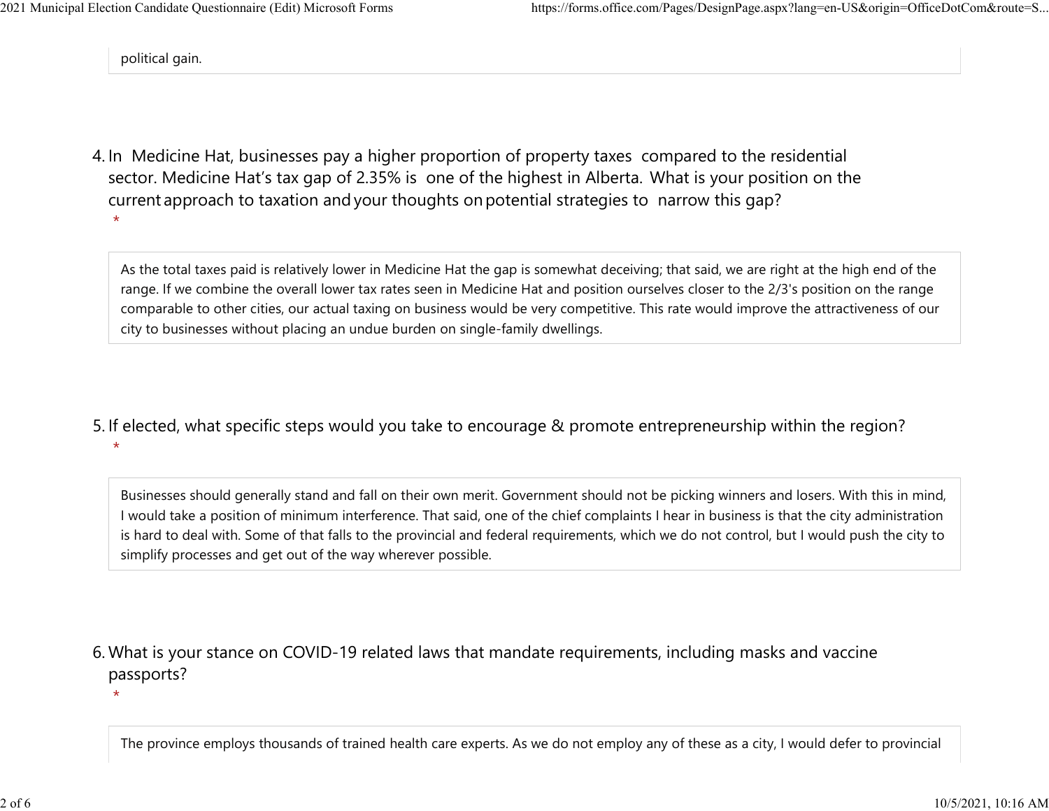political gain.

4. In Medicine Hat, businesses pay a higher proportion of property taxes compared to the residential sector. Medicine Hat's tax gap of 2.35% is one of the highest in Alberta. What is your position on the current approach to taxation and your thoughts on potential strategies to narrow this gap? *

As the total taxes paid is relatively lower in Medicine Hat the gap is somewhat deceiving; that said, we are right at the high end of the range. If we combine the overall lower tax rates seen in Medicine Hat and position ourselves closer to the 2/3's position on the range comparable to other cities, our actual taxing on business would be very competitive. This rate would improve the attractiveness of our city to businesses without placing an undue burden on single-family dwellings.

5. If elected, what specific steps would you take to encourage & promote entrepreneurship within the region? *

Businesses should generally stand and fall on their own merit. Government should not be picking winners and losers. With this in mind, I would take a position of minimum interference. That said, one of the chief complaints I hear in business is that the city administration is hard to deal with. Some of that falls to the provincial and federal requirements, which we do not control, but I would push the city to simplify processes and get out of the way wherever possible.

6. What is your stance on COVID-19 related laws that mandate requirements, including masks and vaccine passports? *

The province employs thousands of trained health care experts. As we do not employ any of these as a city, I would defer to provincial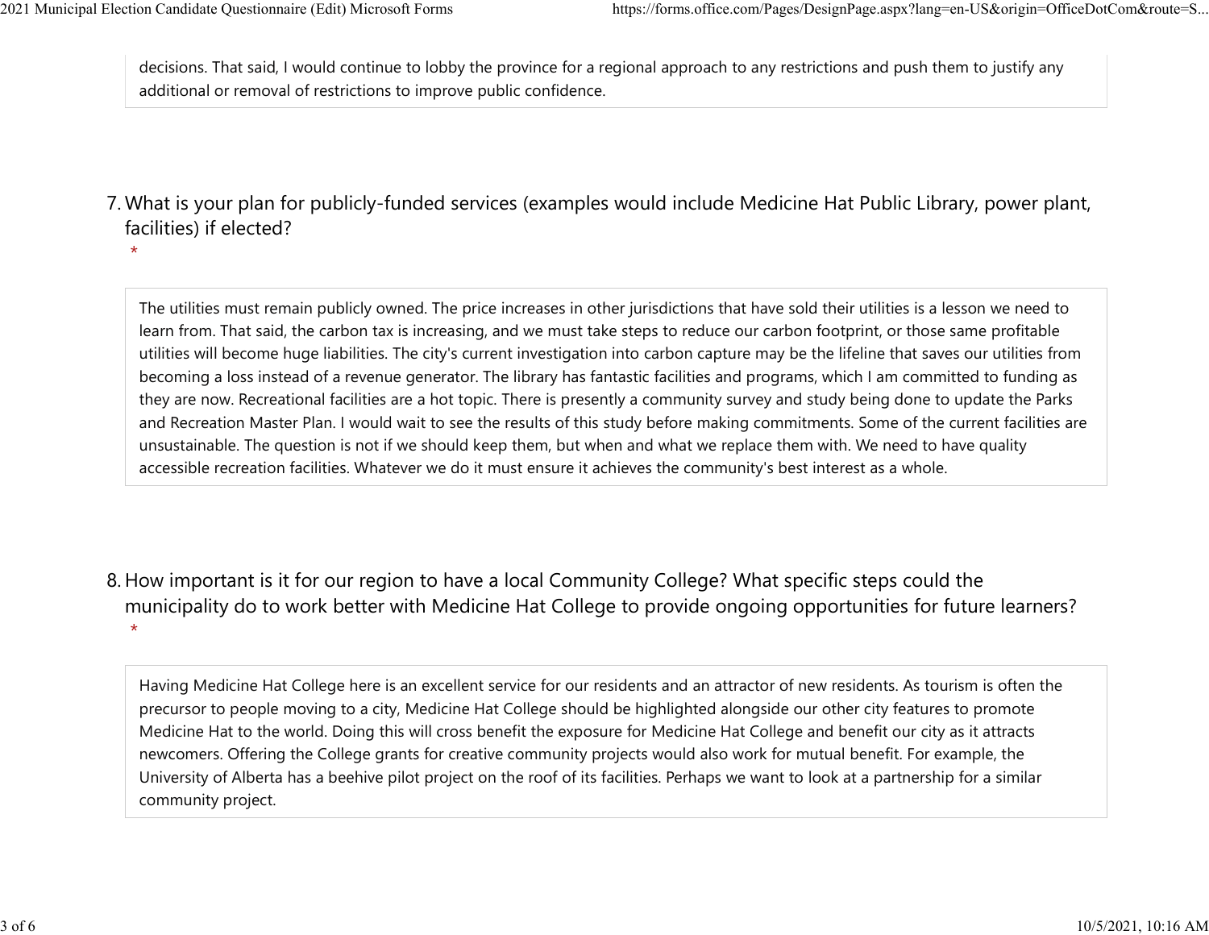decisions. That said, I would continue to lobby the province for a regional approach to any restrictions and push them to justify any additional or removal of restrictions to improve public confidence.

7. What is your plan for publicly-funded services (examples would include Medicine Hat Public Library, power plant, facilities) if elected?
\*

The utilities must remain publicly owned. The price increases in other jurisdictions that have sold their utilities is a lesson we need to learn from. That said, the carbon tax is increasing, and we must take steps to reduce our carbon footprint, or those same profitable utilities will become huge liabilities. The city's current investigation into carbon capture may be the lifeline that saves our utilities from becoming a loss instead of a revenue generator. The library has fantastic facilities and programs, which I am committed to funding as they are now. Recreational facilities are a hot topic. There is presently a community survey and study being done to update the Parks and Recreation Master Plan. I would wait to see the results of this study before making commitments. Some of the current facilities are unsustainable. The question is not if we should keep them, but when and what we replace them with. We need to have quality accessible recreation facilities. Whatever we do it must ensure it achieves the community's best interest as a whole.

8. How important is it for our region to have a local Community College? What specific steps could the municipality do to work better with Medicine Hat College to provide ongoing opportunities for future learners?
\*

Having Medicine Hat College here is an excellent service for our residents and an attractor of new residents. As tourism is often the precursor to people moving to a city, Medicine Hat College should be highlighted alongside our other city features to promote Medicine Hat to the world. Doing this will cross benefit the exposure for Medicine Hat College and benefit our city as it attracts newcomers. Offering the College grants for creative community projects would also work for mutual benefit. For example, the University of Alberta has a beehive pilot project on the roof of its facilities. Perhaps we want to look at a partnership for a similar community project.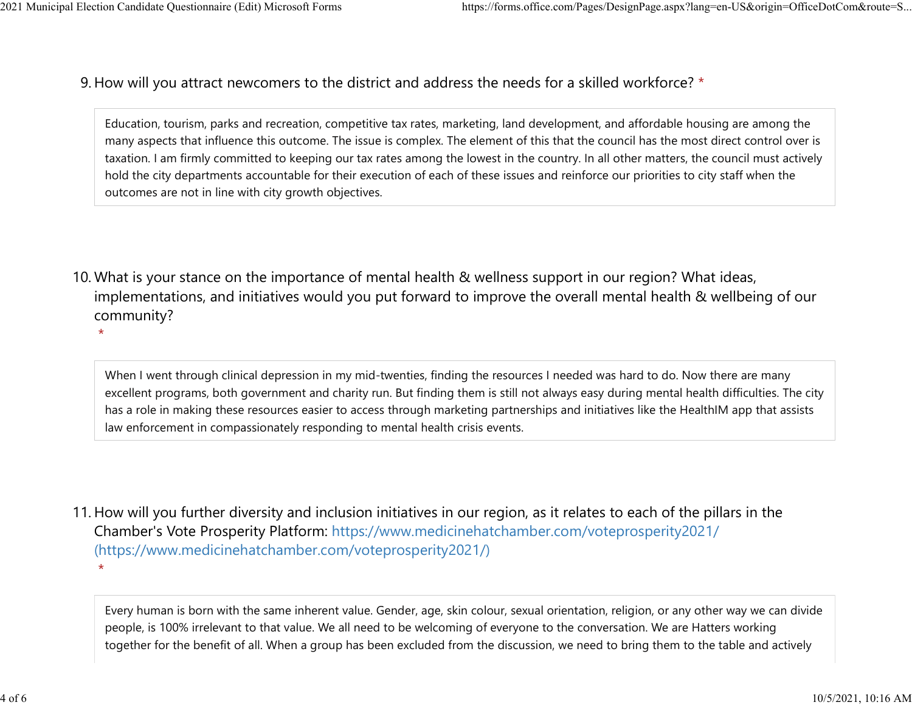9. How will you attract newcomers to the district and address the needs for a skilled workforce? *

Education, tourism, parks and recreation, competitive tax rates, marketing, land development, and affordable housing are among the many aspects that influence this outcome. The issue is complex. The element of this that the council has the most direct control over is taxation. I am firmly committed to keeping our tax rates among the lowest in the country. In all other matters, the council must actively hold the city departments accountable for their execution of each of these issues and reinforce our priorities to city staff when the outcomes are not in line with city growth objectives.

10. What is your stance on the importance of mental health & wellness support in our region? What ideas, implementations, and initiatives would you put forward to improve the overall mental health & wellbeing of our community? *

When I went through clinical depression in my mid-twenties, finding the resources I needed was hard to do. Now there are many excellent programs, both government and charity run. But finding them is still not always easy during mental health difficulties. The city has a role in making these resources easier to access through marketing partnerships and initiatives like the HealthIM app that assists law enforcement in compassionately responding to mental health crisis events.

11. How will you further diversity and inclusion initiatives in our region, as it relates to each of the pillars in the Chamber's Vote Prosperity Platform: https://www.medicinehatchamber.com/voteprosperity2021/ (https://www.medicinehatchamber.com/voteprosperity2021/) *

Every human is born with the same inherent value. Gender, age, skin colour, sexual orientation, religion, or any other way we can divide people, is 100% irrelevant to that value. We all need to be welcoming of everyone to the conversation. We are Hatters working together for the benefit of all. When a group has been excluded from the discussion, we need to bring them to the table and actively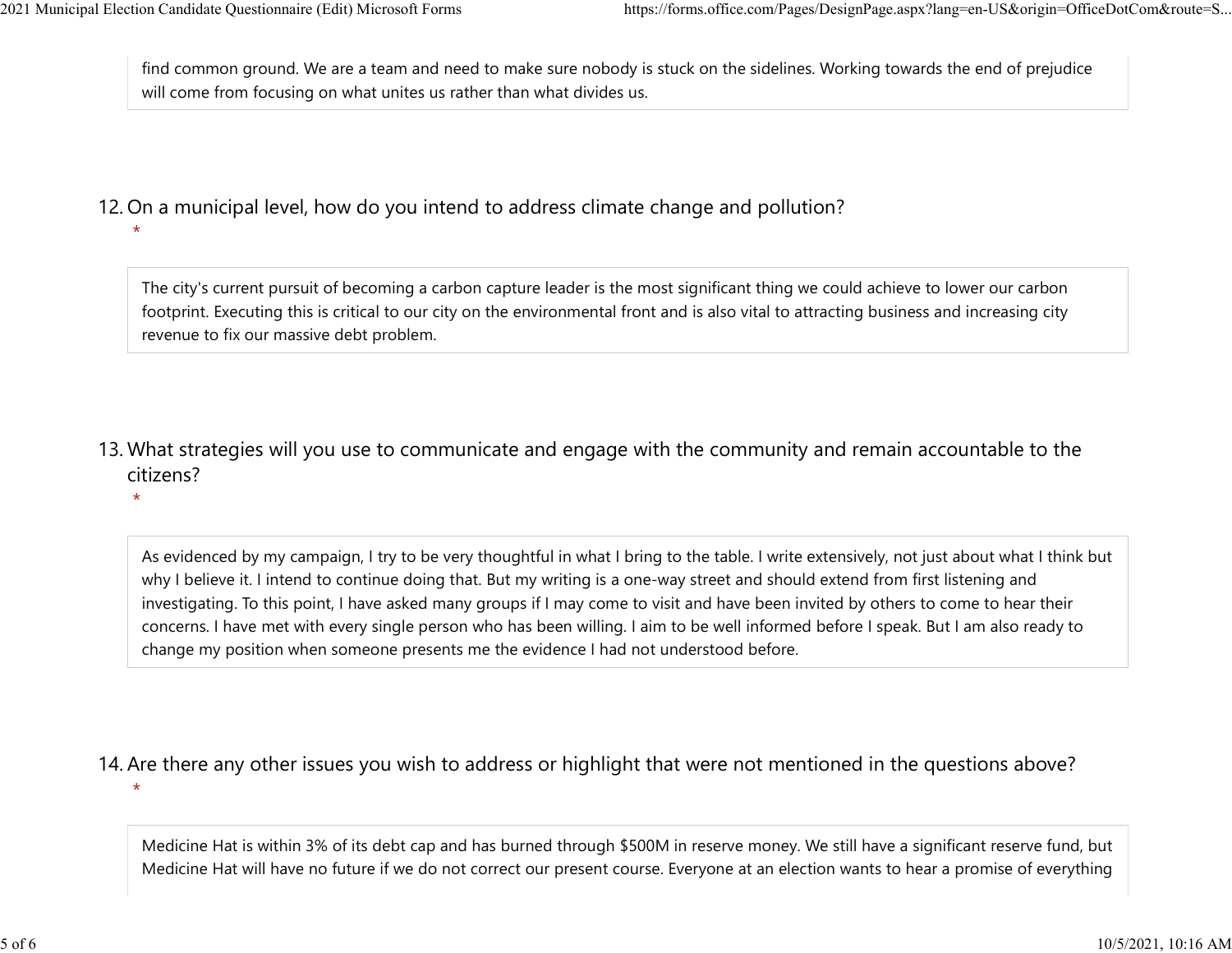find common ground. We are a team and need to make sure nobody is stuck on the sidelines. Working towards the end of prejudice will come from focusing on what unites us rather than what divides us.

12. On a municipal level, how do you intend to address climate change and pollution?
 *

The city's current pursuit of becoming a carbon capture leader is the most significant thing we could achieve to lower our carbon footprint. Executing this is critical to our city on the environmental front and is also vital to attracting business and increasing city revenue to fix our massive debt problem.

13. What strategies will you use to communicate and engage with the community and remain accountable to the citizens?
 *

As evidenced by my campaign, I try to be very thoughtful in what I bring to the table. I write extensively, not just about what I think but why I believe it. I intend to continue doing that. But my writing is a one-way street and should extend from first listening and investigating. To this point, I have asked many groups if I may come to visit and have been invited by others to come to hear their concerns. I have met with every single person who has been willing. I aim to be well informed before I speak. But I am also ready to change my position when someone presents me the evidence I had not understood before.

14. Are there any other issues you wish to address or highlight that were not mentioned in the questions above?
 *

Medicine Hat is within 3% of its debt cap and has burned through $500M in reserve money. We still have a significant reserve fund, but Medicine Hat will have no future if we do not correct our present course. Everyone at an election wants to hear a promise of everything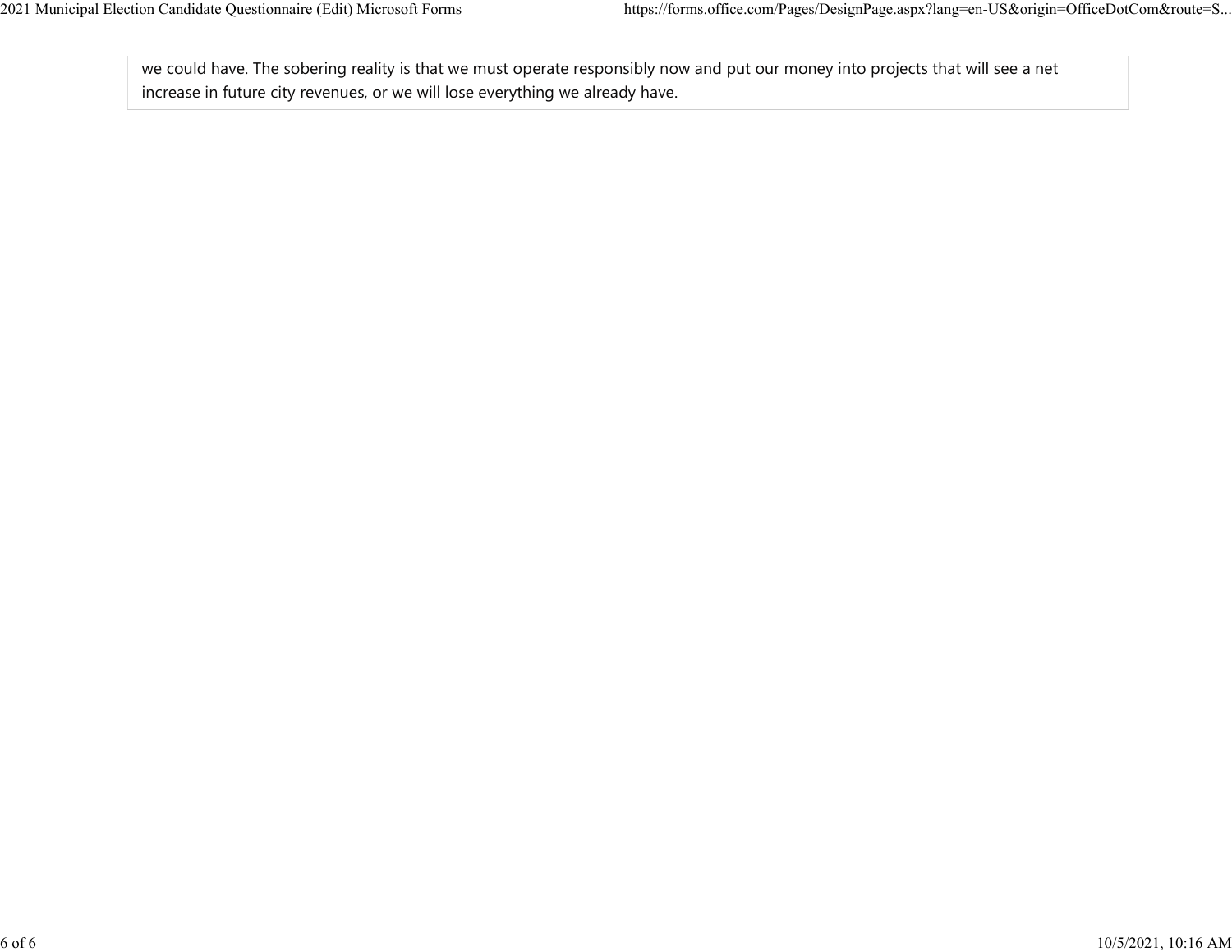we could have. The sobering reality is that we must operate responsibly now and put our money into projects that will see a net increase in future city revenues, or we will lose everything we already have.